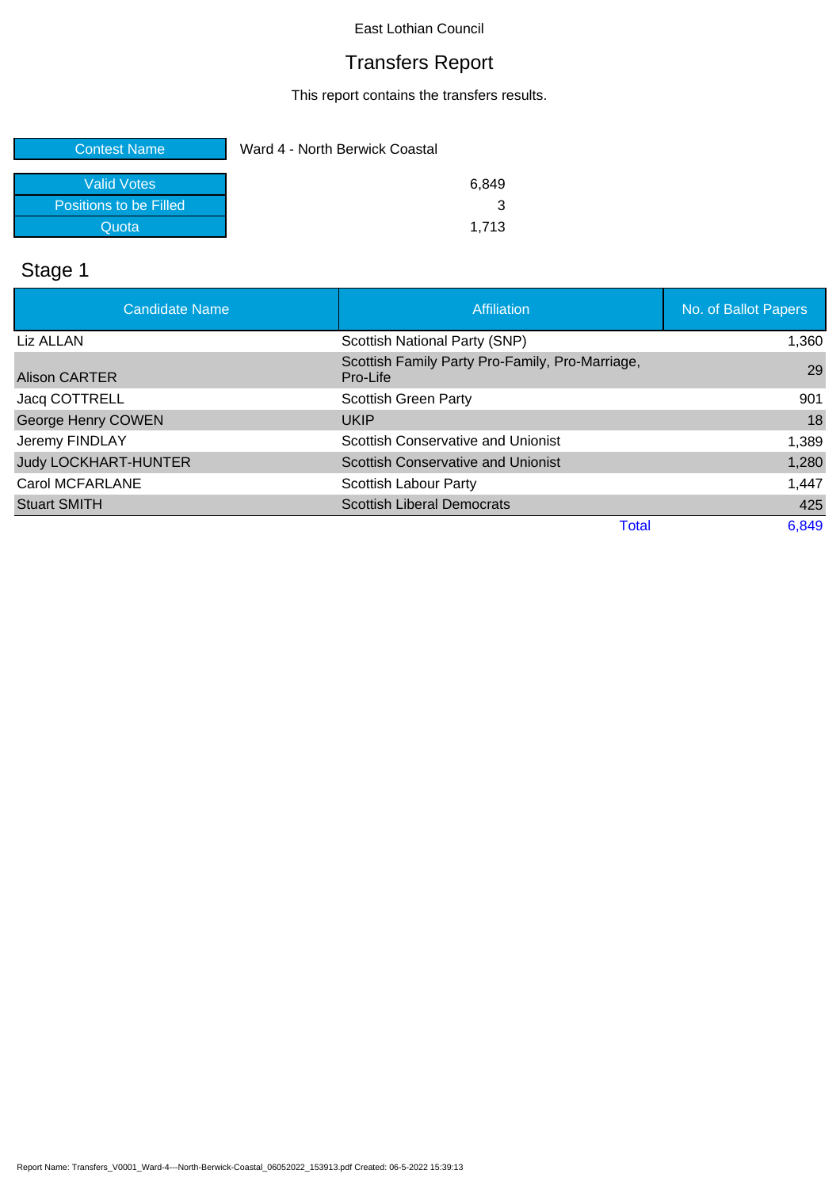East Lothian Council

# Transfers Report

This report contains the transfers results.

| Contest Name | Ward 4 - North Berwick Coastal |
| --- | --- |
| Valid Votes | 6,849 |
| Positions to be Filled | 3 |
| Quota | 1,713 |

## Stage 1

| Candidate Name | Affiliation | No. of Ballot Papers |
| --- | --- | --- |
| Liz ALLAN | Scottish National Party (SNP) | 1,360 |
| Alison CARTER | Scottish Family Party Pro-Family, Pro-Marriage, Pro-Life | 29 |
| Jacq COTTRELL | Scottish Green Party | 901 |
| George Henry COWEN | UKIP | 18 |
| Jeremy FINDLAY | Scottish Conservative and Unionist | 1,389 |
| Judy LOCKHART-HUNTER | Scottish Conservative and Unionist | 1,280 |
| Carol MCFARLANE | Scottish Labour Party | 1,447 |
| Stuart SMITH | Scottish Liberal Democrats | 425 |
| | Total | 6,849 |

Report Name: Transfers_V0001_Ward-4---North-Berwick-Coastal_06052022_153913.pdf Created: 06-5-2022 15:39:13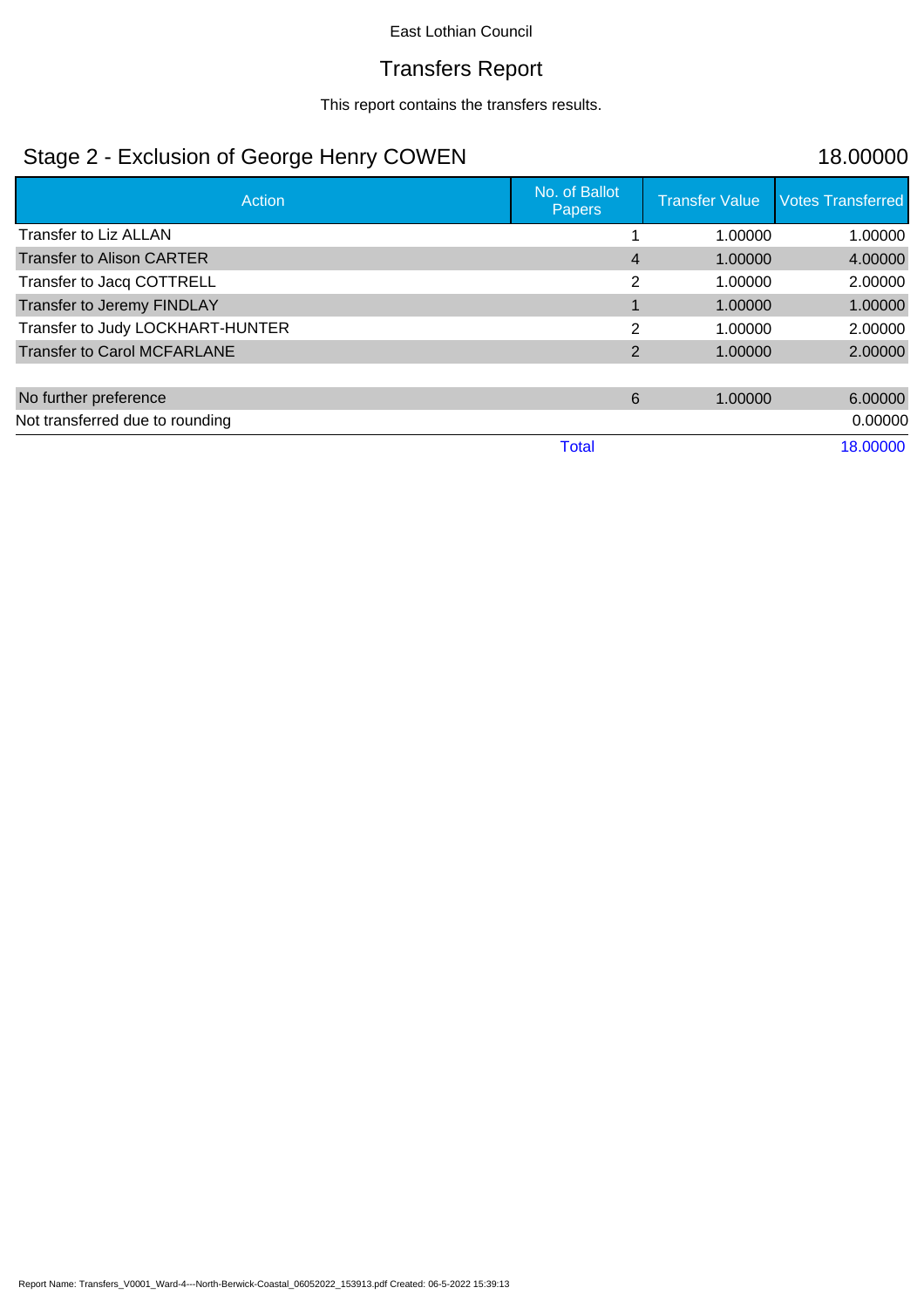East Lothian Council

# Transfers Report

This report contains the transfers results.

## Stage 2 - Exclusion of George Henry COWEN 18.00000

| Action | No. of Ballot Papers | Transfer Value | Votes Transferred |
|---|---|---|---|
| Transfer to Liz ALLAN | 1 | 1.00000 | 1.00000 |
| Transfer to Alison CARTER | 4 | 1.00000 | 4.00000 |
| Transfer to Jacq COTTRELL | 2 | 1.00000 | 2.00000 |
| Transfer to Jeremy FINDLAY | 1 | 1.00000 | 1.00000 |
| Transfer to Judy LOCKHART-HUNTER | 2 | 1.00000 | 2.00000 |
| Transfer to Carol MCFARLANE | 2 | 1.00000 | 2.00000 |
| | | | |
| No further preference | 6 | 1.00000 | 6.00000 |
| Not transferred due to rounding | | | 0.00000 |
| | Total | | 18.00000 |

Report Name: Transfers_V0001_Ward-4---North-Berwick-Coastal_06052022_153913.pdf Created: 06-5-2022 15:39:13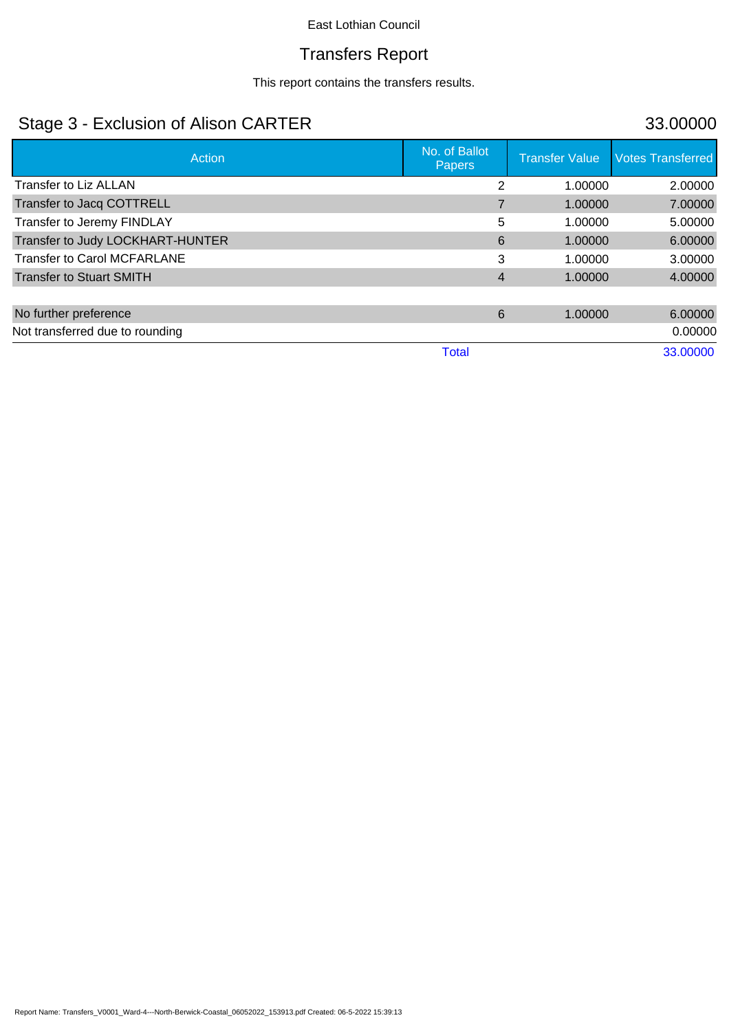East Lothian Council

# Transfers Report

This report contains the transfers results.

## Stage 3 - Exclusion of Alison CARTER

33.00000

| Action | No. of Ballot Papers | Transfer Value | Votes Transferred |
|---|---|---|---|
| Transfer to Liz ALLAN | 2 | 1.00000 | 2.00000 |
| Transfer to Jacq COTTRELL | 7 | 1.00000 | 7.00000 |
| Transfer to Jeremy FINDLAY | 5 | 1.00000 | 5.00000 |
| Transfer to Judy LOCKHART-HUNTER | 6 | 1.00000 | 6.00000 |
| Transfer to Carol MCFARLANE | 3 | 1.00000 | 3.00000 |
| Transfer to Stuart SMITH | 4 | 1.00000 | 4.00000 |
| | | | |
| No further preference | 6 | 1.00000 | 6.00000 |
| Not transferred due to rounding | | | 0.00000 |
| | Total | | 33.00000 |

Report Name: Transfers_V0001_Ward-4---North-Berwick-Coastal_06052022_153913.pdf Created: 06-5-2022 15:39:13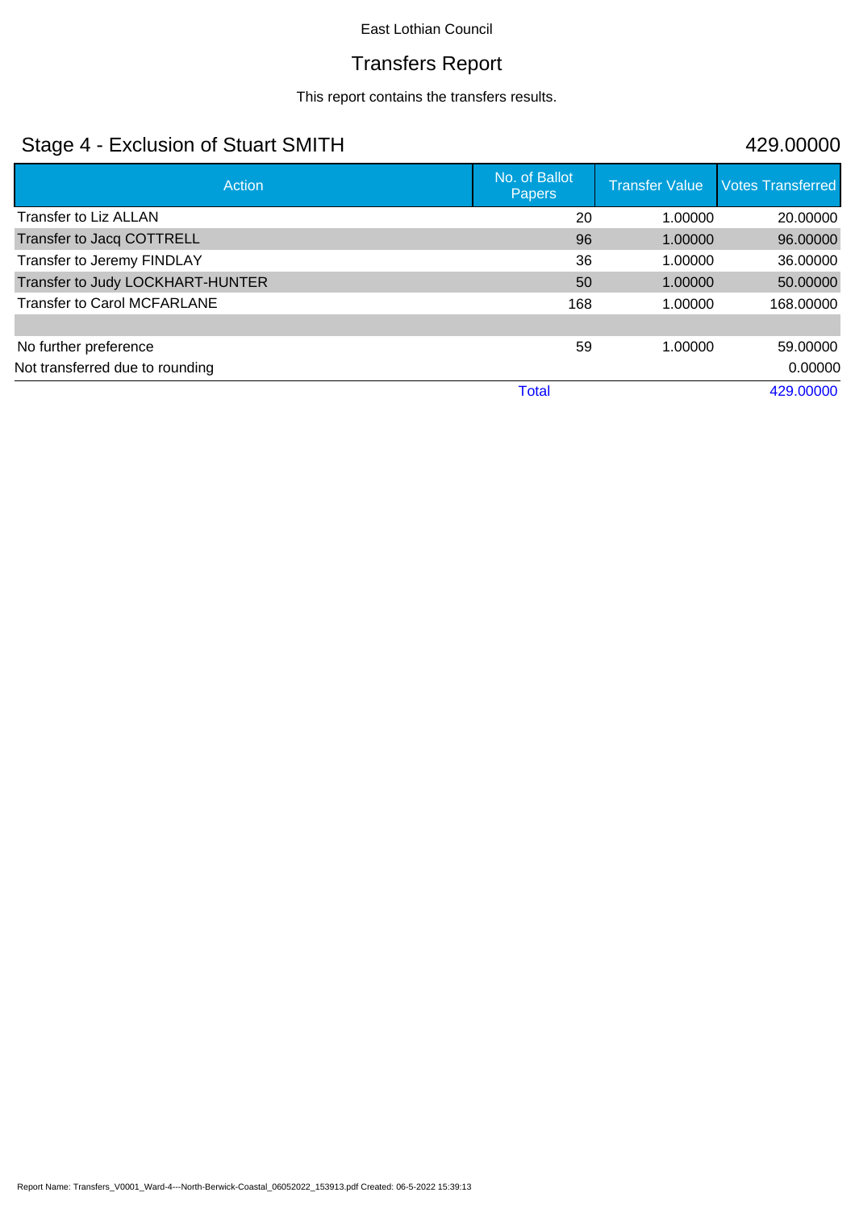East Lothian Council

# Transfers Report

This report contains the transfers results.

## Stage 4 - Exclusion of Stuart SMITH

429.00000

| Action | No. of Ballot Papers | Transfer Value | Votes Transferred |
|---|---|---|---|
| Transfer to Liz ALLAN | 20 | 1.00000 | 20.00000 |
| Transfer to Jacq COTTRELL | 96 | 1.00000 | 96.00000 |
| Transfer to Jeremy FINDLAY | 36 | 1.00000 | 36.00000 |
| Transfer to Judy LOCKHART-HUNTER | 50 | 1.00000 | 50.00000 |
| Transfer to Carol MCFARLANE | 168 | 1.00000 | 168.00000 |
| | | | |
| No further preference | 59 | 1.00000 | 59.00000 |
| Not transferred due to rounding | | | 0.00000 |
| | Total | | 429.00000 |

Report Name: Transfers_V0001_Ward-4---North-Berwick-Coastal_06052022_153913.pdf Created: 06-5-2022 15:39:13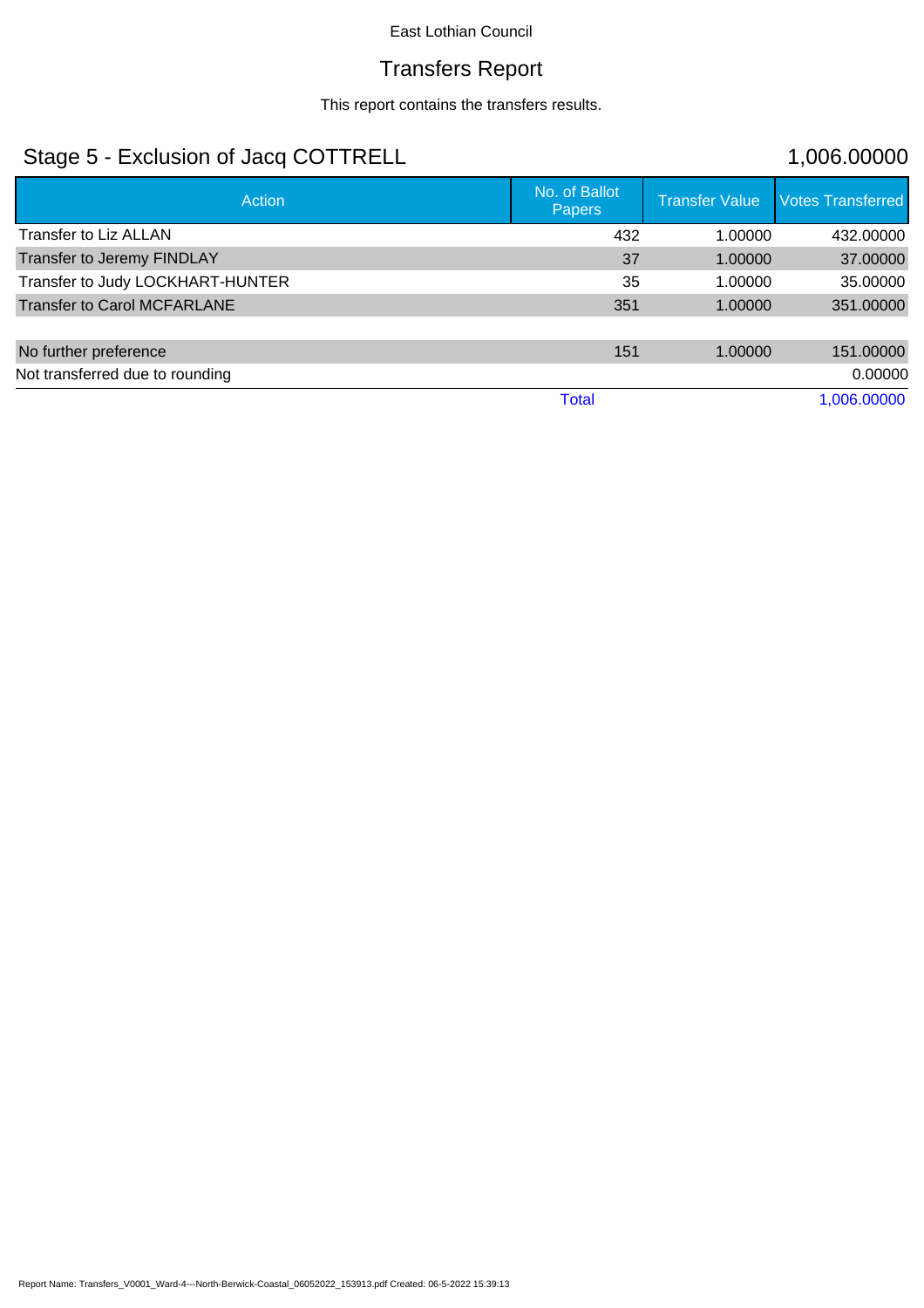East Lothian Council

# Transfers Report

This report contains the transfers results.

## Stage 5 - Exclusion of Jacq COTTRELL

1,006.00000

| Action | No. of Ballot Papers | Transfer Value | Votes Transferred |
|---|---|---|---|
| Transfer to Liz ALLAN | 432 | 1.00000 | 432.00000 |
| Transfer to Jeremy FINDLAY | 37 | 1.00000 | 37.00000 |
| Transfer to Judy LOCKHART-HUNTER | 35 | 1.00000 | 35.00000 |
| Transfer to Carol MCFARLANE | 351 | 1.00000 | 351.00000 |
| | | | |
| No further preference | 151 | 1.00000 | 151.00000 |
| Not transferred due to rounding | | | 0.00000 |
| | Total | | 1,006.00000 |

Report Name: Transfers_V0001_Ward-4---North-Berwick-Coastal_06052022_153913.pdf Created: 06-5-2022 15:39:13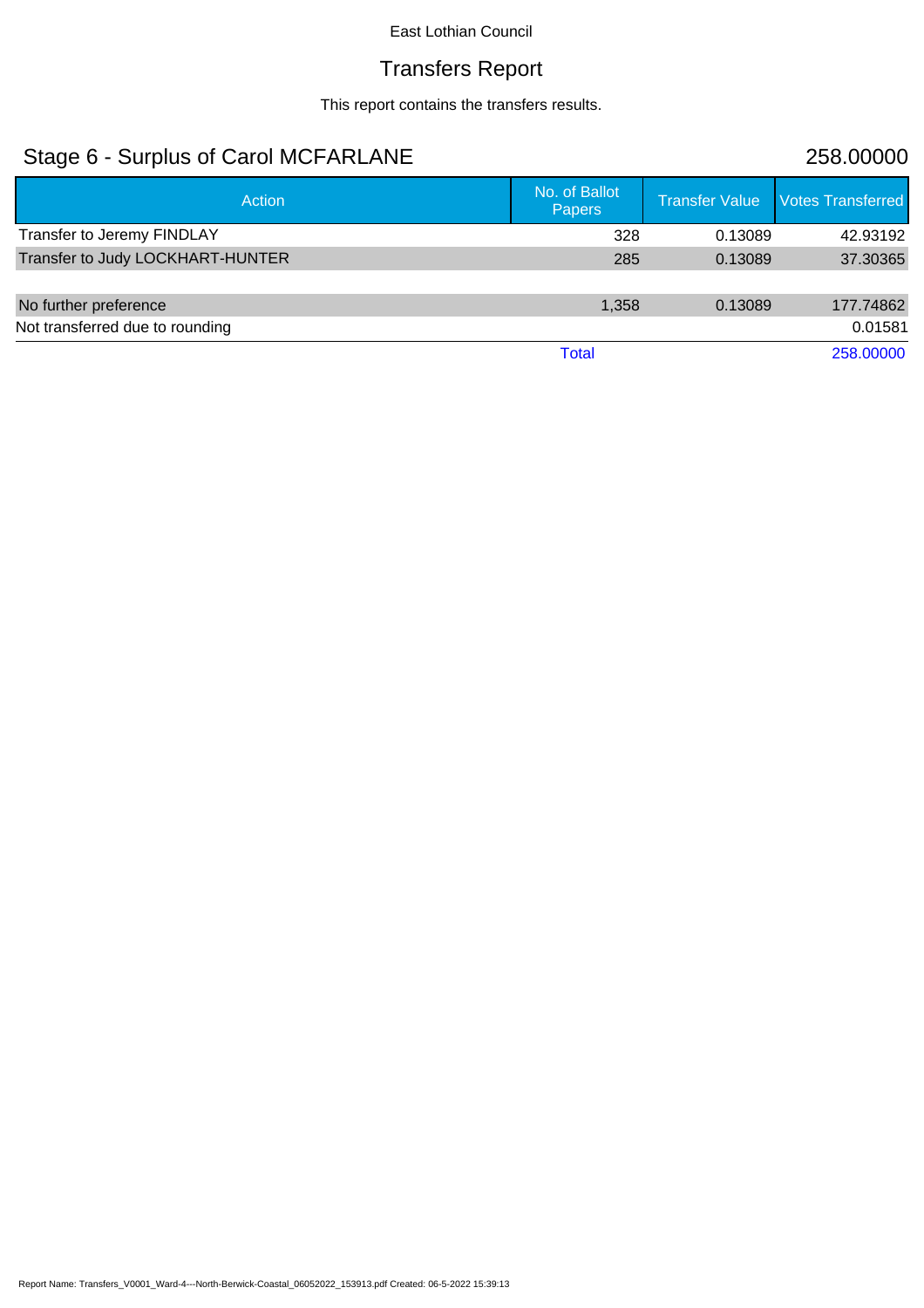East Lothian Council

# Transfers Report

This report contains the transfers results.

## Stage 6 - Surplus of Carol MCFARLANE

258.00000

| Action | No. of Ballot Papers | Transfer Value | Votes Transferred |
|---|---|---|---|
| Transfer to Jeremy FINDLAY | 328 | 0.13089 | 42.93192 |
| Transfer to Judy LOCKHART-HUNTER | 285 | 0.13089 | 37.30365 |
| | | | |
| No further preference | 1,358 | 0.13089 | 177.74862 |
| Not transferred due to rounding | | | 0.01581 |
| | Total | | 258.00000 |

Report Name: Transfers_V0001_Ward-4---North-Berwick-Coastal_06052022_153913.pdf Created: 06-5-2022 15:39:13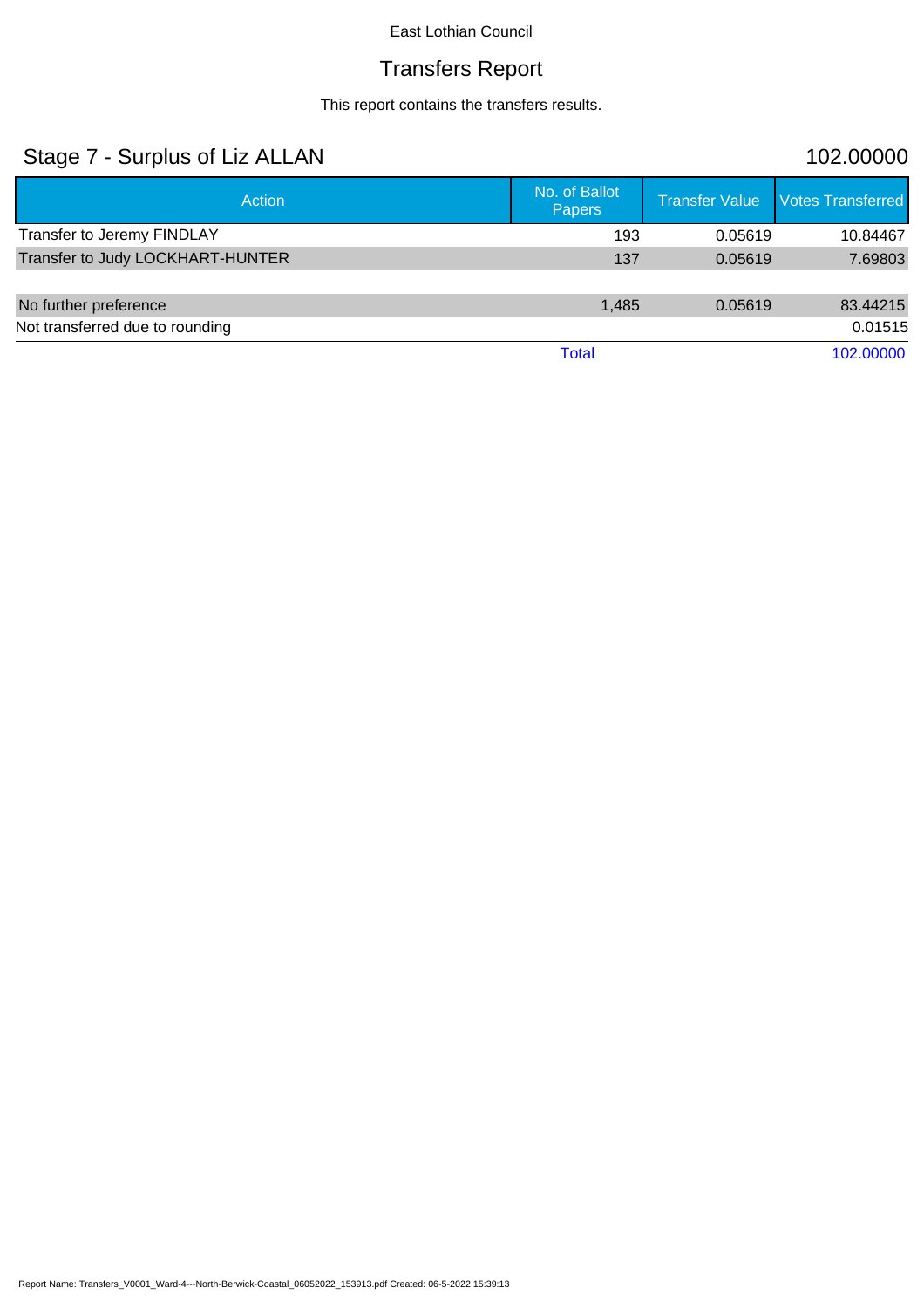East Lothian Council

# Transfers Report

This report contains the transfers results.

## Stage 7 - Surplus of Liz ALLAN

102.00000

| Action | No. of Ballot Papers | Transfer Value | Votes Transferred |
|---|---|---|---|
| Transfer to Jeremy FINDLAY | 193 | 0.05619 | 10.84467 |
| Transfer to Judy LOCKHART-HUNTER | 137 | 0.05619 | 7.69803 |
| | | | |
| No further preference | 1,485 | 0.05619 | 83.44215 |
| Not transferred due to rounding | | | 0.01515 |
| | Total | | 102.00000 |

Report Name: Transfers_V0001_Ward-4---North-Berwick-Coastal_06052022_153913.pdf Created: 06-5-2022 15:39:13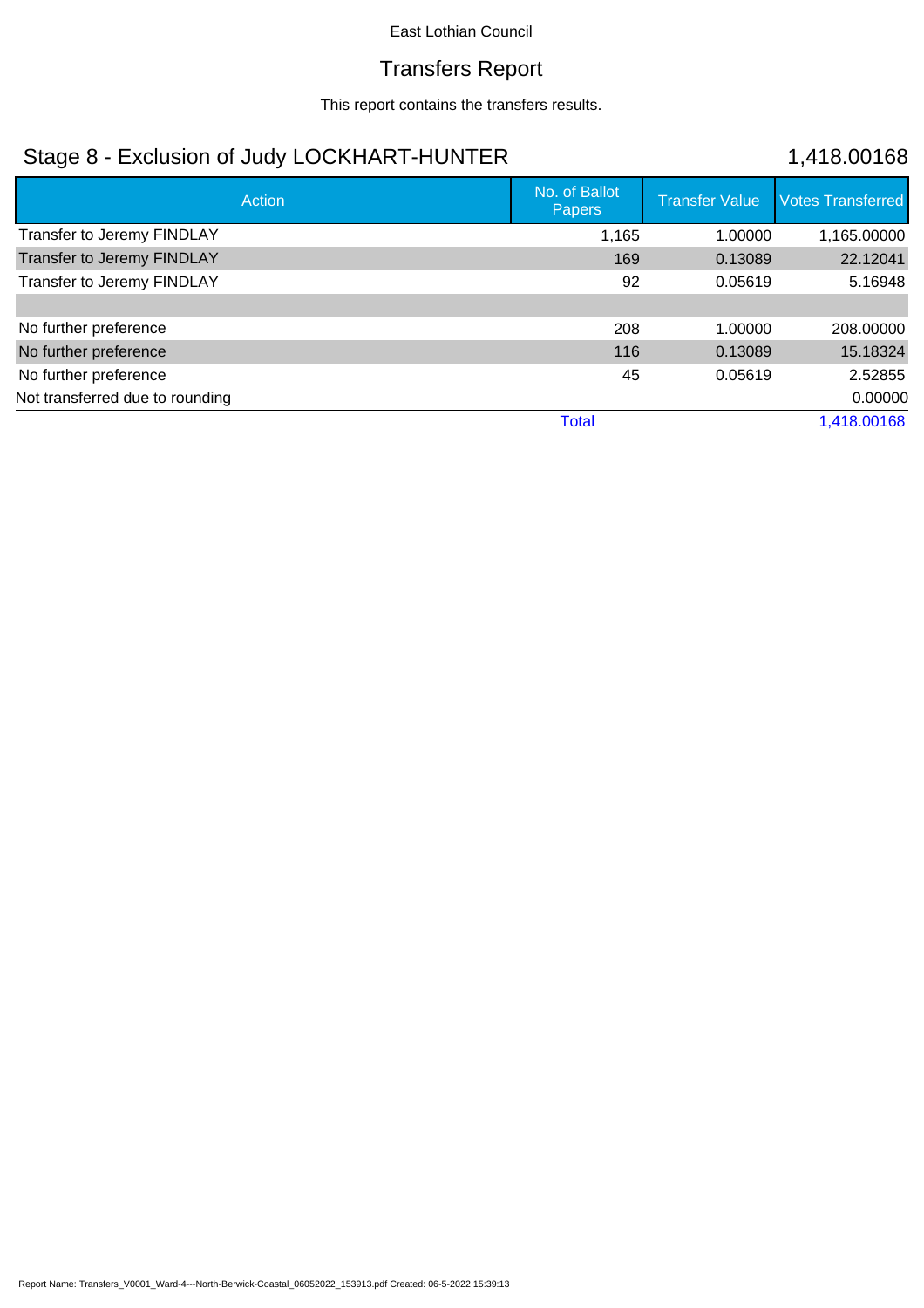East Lothian Council

# Transfers Report

This report contains the transfers results.

## Stage 8 - Exclusion of Judy LOCKHART-HUNTER

1,418.00168

| Action | No. of Ballot Papers | Transfer Value | Votes Transferred |
|---|---|---|---|
| Transfer to Jeremy FINDLAY | 1,165 | 1.00000 | 1,165.00000 |
| Transfer to Jeremy FINDLAY | 169 | 0.13089 | 22.12041 |
| Transfer to Jeremy FINDLAY | 92 | 0.05619 | 5.16948 |
| | | | |
| No further preference | 208 | 1.00000 | 208.00000 |
| No further preference | 116 | 0.13089 | 15.18324 |
| No further preference | 45 | 0.05619 | 2.52855 |
| Not transferred due to rounding | | | 0.00000 |
| | Total | | 1,418.00168 |

Report Name: Transfers_V0001_Ward-4---North-Berwick-Coastal_06052022_153913.pdf Created: 06-5-2022 15:39:13